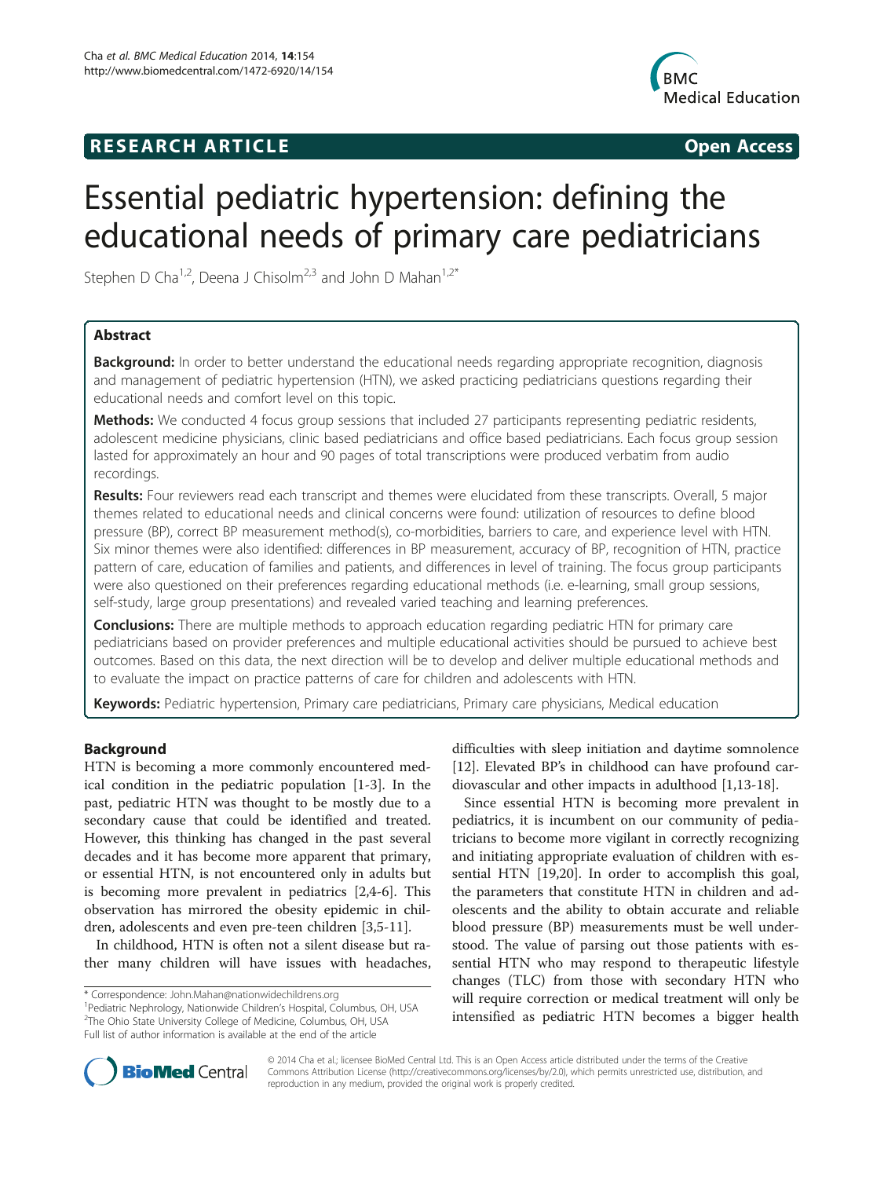**RESEARCH ARTICLE** **Open Access**

# Essential pediatric hypertension: defining the educational needs of primary care pediatricians

Stephen D Cha[1,2], Deena J Chisolm[2,3] and John D Mahan[1,2*]

## Abstract

**Background:** In order to better understand the educational needs regarding appropriate recognition, diagnosis and management of pediatric hypertension (HTN), we asked practicing pediatricians questions regarding their educational needs and comfort level on this topic.

**Methods:** We conducted 4 focus group sessions that included 27 participants representing pediatric residents, adolescent medicine physicians, clinic based pediatricians and office based pediatricians. Each focus group session lasted for approximately an hour and 90 pages of total transcriptions were produced verbatim from audio recordings.

**Results:** Four reviewers read each transcript and themes were elucidated from these transcripts. Overall, 5 major themes related to educational needs and clinical concerns were found: utilization of resources to define blood pressure (BP), correct BP measurement method(s), co-morbidities, barriers to care, and experience level with HTN. Six minor themes were also identified: differences in BP measurement, accuracy of BP, recognition of HTN, practice pattern of care, education of families and patients, and differences in level of training. The focus group participants were also questioned on their preferences regarding educational methods (i.e. e-learning, small group sessions, self-study, large group presentations) and revealed varied teaching and learning preferences.

**Conclusions:** There are multiple methods to approach education regarding pediatric HTN for primary care pediatricians based on provider preferences and multiple educational activities should be pursued to achieve best outcomes. Based on this data, the next direction will be to develop and deliver multiple educational methods and to evaluate the impact on practice patterns of care for children and adolescents with HTN.

**Keywords:** Pediatric hypertension, Primary care pediatricians, Primary care physicians, Medical education

## Background

HTN is becoming a more commonly encountered medical condition in the pediatric population [1-3]. In the past, pediatric HTN was thought to be mostly due to a secondary cause that could be identified and treated. However, this thinking has changed in the past several decades and it has become more apparent that primary, or essential HTN, is not encountered only in adults but is becoming more prevalent in pediatrics [2,4-6]. This observation has mirrored the obesity epidemic in children, adolescents and even pre-teen children [3,5-11].

In childhood, HTN is often not a silent disease but rather many children will have issues with headaches, difficulties with sleep initiation and daytime somnolence [12]. Elevated BP's in childhood can have profound cardiovascular and other impacts in adulthood [1,13-18].

Since essential HTN is becoming more prevalent in pediatrics, it is incumbent on our community of pediatricians to become more vigilant in correctly recognizing and initiating appropriate evaluation of children with essential HTN [19,20]. In order to accomplish this goal, the parameters that constitute HTN in children and adolescents and the ability to obtain accurate and reliable blood pressure (BP) measurements must be well understood. The value of parsing out those patients with essential HTN who may respond to therapeutic lifestyle changes (TLC) from those with secondary HTN who will require correction or medical treatment will only be intensified as pediatric HTN becomes a bigger health

\* Correspondence: John.Mahan@nationwidechildrens.org
[1]Pediatric Nephrology, Nationwide Children's Hospital, Columbus, OH, USA
[2]The Ohio State University College of Medicine, Columbus, OH, USA
Full list of author information is available at the end of the article

© 2014 Cha et al.; licensee BioMed Central Ltd. This is an Open Access article distributed under the terms of the Creative Commons Attribution License (http://creativecommons.org/licenses/by/2.0), which permits unrestricted use, distribution, and reproduction in any medium, provided the original work is properly credited.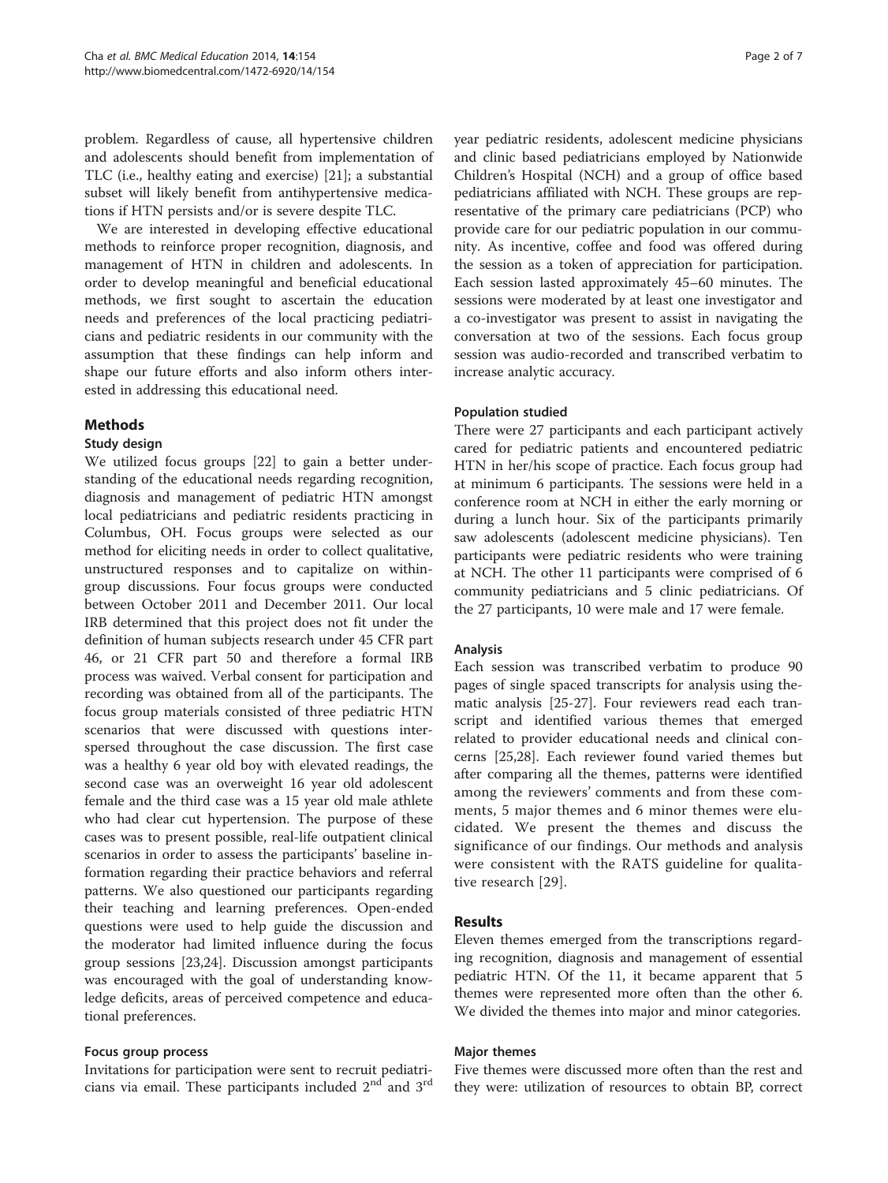problem. Regardless of cause, all hypertensive children and adolescents should benefit from implementation of TLC (i.e., healthy eating and exercise) [21]; a substantial subset will likely benefit from antihypertensive medications if HTN persists and/or is severe despite TLC.

We are interested in developing effective educational methods to reinforce proper recognition, diagnosis, and management of HTN in children and adolescents. In order to develop meaningful and beneficial educational methods, we first sought to ascertain the education needs and preferences of the local practicing pediatricians and pediatric residents in our community with the assumption that these findings can help inform and shape our future efforts and also inform others interested in addressing this educational need.

## Methods

### Study design

We utilized focus groups [22] to gain a better understanding of the educational needs regarding recognition, diagnosis and management of pediatric HTN amongst local pediatricians and pediatric residents practicing in Columbus, OH. Focus groups were selected as our method for eliciting needs in order to collect qualitative, unstructured responses and to capitalize on within-group discussions. Four focus groups were conducted between October 2011 and December 2011. Our local IRB determined that this project does not fit under the definition of human subjects research under 45 CFR part 46, or 21 CFR part 50 and therefore a formal IRB process was waived. Verbal consent for participation and recording was obtained from all of the participants. The focus group materials consisted of three pediatric HTN scenarios that were discussed with questions interspersed throughout the case discussion. The first case was a healthy 6 year old boy with elevated readings, the second case was an overweight 16 year old adolescent female and the third case was a 15 year old male athlete who had clear cut hypertension. The purpose of these cases was to present possible, real-life outpatient clinical scenarios in order to assess the participants' baseline information regarding their practice behaviors and referral patterns. We also questioned our participants regarding their teaching and learning preferences. Open-ended questions were used to help guide the discussion and the moderator had limited influence during the focus group sessions [23,24]. Discussion amongst participants was encouraged with the goal of understanding knowledge deficits, areas of perceived competence and educational preferences.

### Focus group process

Invitations for participation were sent to recruit pediatricians via email. These participants included 2nd and 3rd year pediatric residents, adolescent medicine physicians and clinic based pediatricians employed by Nationwide Children's Hospital (NCH) and a group of office based pediatricians affiliated with NCH. These groups are representative of the primary care pediatricians (PCP) who provide care for our pediatric population in our community. As incentive, coffee and food was offered during the session as a token of appreciation for participation. Each session lasted approximately 45–60 minutes. The sessions were moderated by at least one investigator and a co-investigator was present to assist in navigating the conversation at two of the sessions. Each focus group session was audio-recorded and transcribed verbatim to increase analytic accuracy.

### Population studied

There were 27 participants and each participant actively cared for pediatric patients and encountered pediatric HTN in her/his scope of practice. Each focus group had at minimum 6 participants. The sessions were held in a conference room at NCH in either the early morning or during a lunch hour. Six of the participants primarily saw adolescents (adolescent medicine physicians). Ten participants were pediatric residents who were training at NCH. The other 11 participants were comprised of 6 community pediatricians and 5 clinic pediatricians. Of the 27 participants, 10 were male and 17 were female.

### Analysis

Each session was transcribed verbatim to produce 90 pages of single spaced transcripts for analysis using thematic analysis [25-27]. Four reviewers read each transcript and identified various themes that emerged related to provider educational needs and clinical concerns [25,28]. Each reviewer found varied themes but after comparing all the themes, patterns were identified among the reviewers' comments and from these comments, 5 major themes and 6 minor themes were elucidated. We present the themes and discuss the significance of our findings. Our methods and analysis were consistent with the RATS guideline for qualitative research [29].

## Results

Eleven themes emerged from the transcriptions regarding recognition, diagnosis and management of essential pediatric HTN. Of the 11, it became apparent that 5 themes were represented more often than the other 6. We divided the themes into major and minor categories.

### Major themes

Five themes were discussed more often than the rest and they were: utilization of resources to obtain BP, correct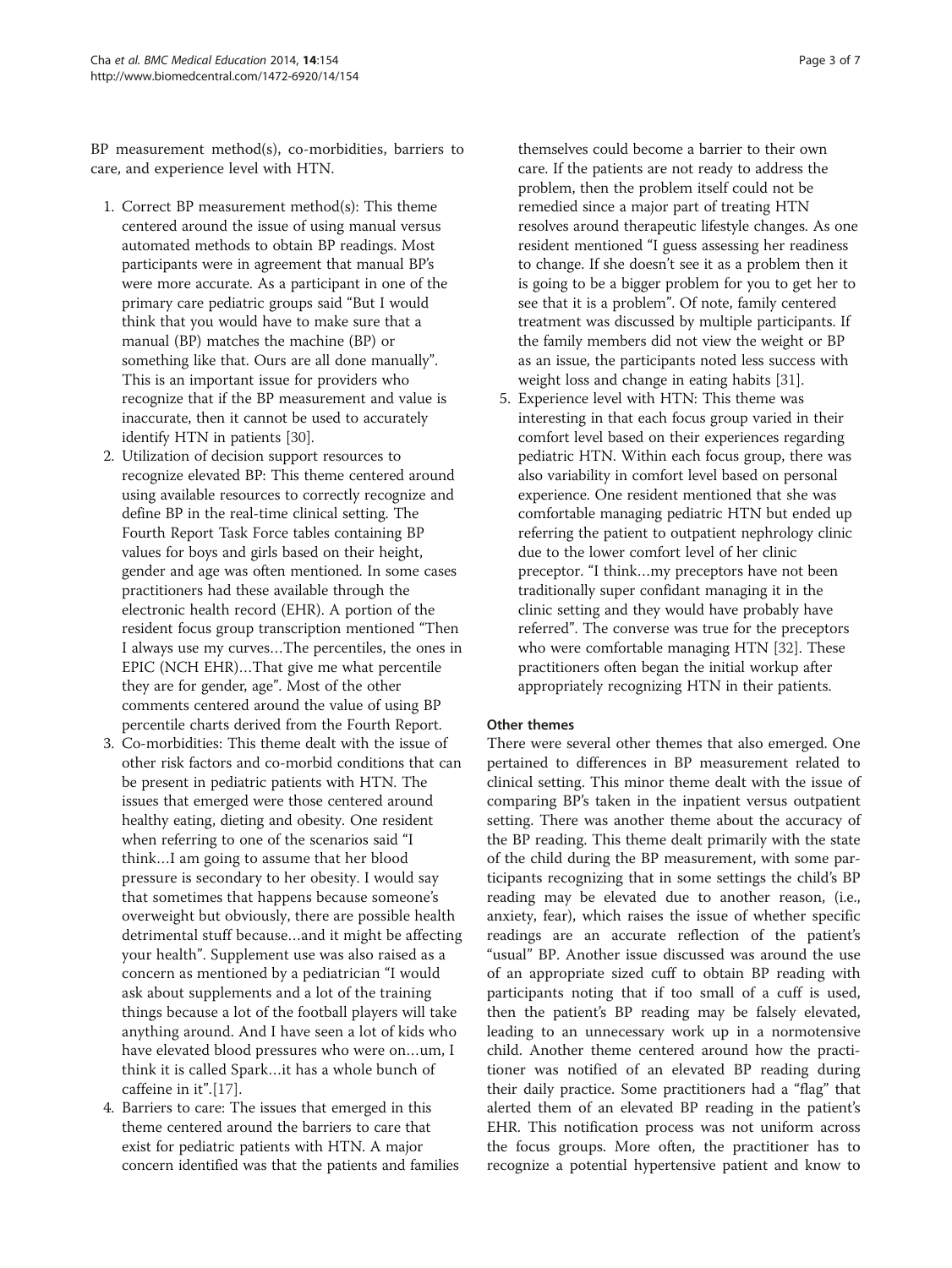BP measurement method(s), co-morbidities, barriers to care, and experience level with HTN.

1. Correct BP measurement method(s): This theme centered around the issue of using manual versus automated methods to obtain BP readings. Most participants were in agreement that manual BP's were more accurate. As a participant in one of the primary care pediatric groups said "But I would think that you would have to make sure that a manual (BP) matches the machine (BP) or something like that. Ours are all done manually". This is an important issue for providers who recognize that if the BP measurement and value is inaccurate, then it cannot be used to accurately identify HTN in patients [30].
2. Utilization of decision support resources to recognize elevated BP: This theme centered around using available resources to correctly recognize and define BP in the real-time clinical setting. The Fourth Report Task Force tables containing BP values for boys and girls based on their height, gender and age was often mentioned. In some cases practitioners had these available through the electronic health record (EHR). A portion of the resident focus group transcription mentioned "Then I always use my curves…The percentiles, the ones in EPIC (NCH EHR)…That give me what percentile they are for gender, age". Most of the other comments centered around the value of using BP percentile charts derived from the Fourth Report.
3. Co-morbidities: This theme dealt with the issue of other risk factors and co-morbid conditions that can be present in pediatric patients with HTN. The issues that emerged were those centered around healthy eating, dieting and obesity. One resident when referring to one of the scenarios said "I think…I am going to assume that her blood pressure is secondary to her obesity. I would say that sometimes that happens because someone's overweight but obviously, there are possible health detrimental stuff because…and it might be affecting your health". Supplement use was also raised as a concern as mentioned by a pediatrician "I would ask about supplements and a lot of the training things because a lot of the football players will take anything around. And I have seen a lot of kids who have elevated blood pressures who were on…um, I think it is called Spark…it has a whole bunch of caffeine in it".[17].
4. Barriers to care: The issues that emerged in this theme centered around the barriers to care that exist for pediatric patients with HTN. A major concern identified was that the patients and families themselves could become a barrier to their own care. If the patients are not ready to address the problem, then the problem itself could not be remedied since a major part of treating HTN resolves around therapeutic lifestyle changes. As one resident mentioned "I guess assessing her readiness to change. If she doesn't see it as a problem then it is going to be a bigger problem for you to get her to see that it is a problem". Of note, family centered treatment was discussed by multiple participants. If the family members did not view the weight or BP as an issue, the participants noted less success with weight loss and change in eating habits [31].
5. Experience level with HTN: This theme was interesting in that each focus group varied in their comfort level based on their experiences regarding pediatric HTN. Within each focus group, there was also variability in comfort level based on personal experience. One resident mentioned that she was comfortable managing pediatric HTN but ended up referring the patient to outpatient nephrology clinic due to the lower comfort level of her clinic preceptor. "I think…my preceptors have not been traditionally super confidant managing it in the clinic setting and they would have probably have referred". The converse was true for the preceptors who were comfortable managing HTN [32]. These practitioners often began the initial workup after appropriately recognizing HTN in their patients.

#### Other themes

There were several other themes that also emerged. One pertained to differences in BP measurement related to clinical setting. This minor theme dealt with the issue of comparing BP's taken in the inpatient versus outpatient setting. There was another theme about the accuracy of the BP reading. This theme dealt primarily with the state of the child during the BP measurement, with some participants recognizing that in some settings the child's BP reading may be elevated due to another reason, (i.e., anxiety, fear), which raises the issue of whether specific readings are an accurate reflection of the patient's "usual" BP. Another issue discussed was around the use of an appropriate sized cuff to obtain BP reading with participants noting that if too small of a cuff is used, then the patient's BP reading may be falsely elevated, leading to an unnecessary work up in a normotensive child. Another theme centered around how the practitioner was notified of an elevated BP reading during their daily practice. Some practitioners had a "flag" that alerted them of an elevated BP reading in the patient's EHR. This notification process was not uniform across the focus groups. More often, the practitioner has to recognize a potential hypertensive patient and know to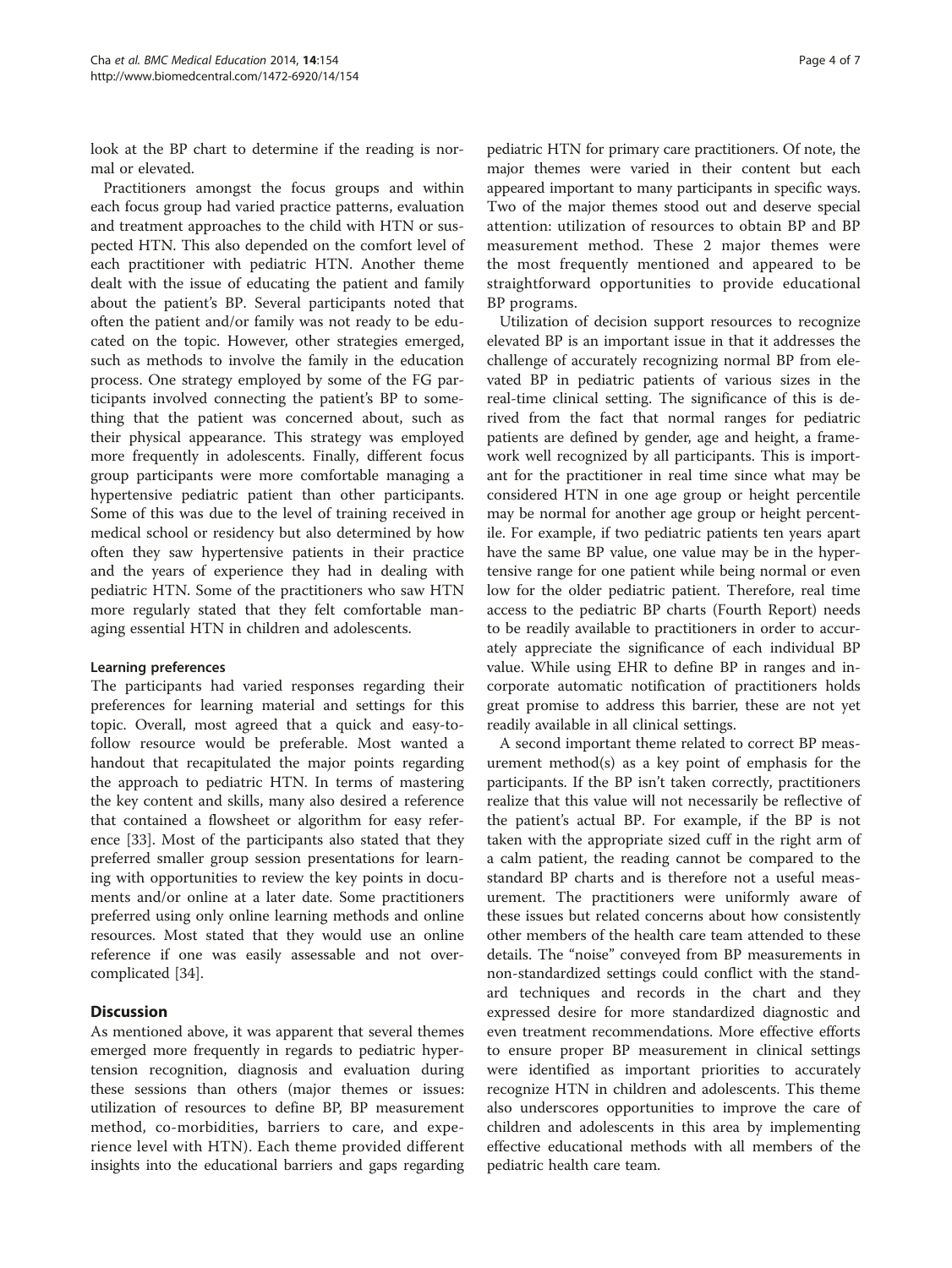look at the BP chart to determine if the reading is normal or elevated.

Practitioners amongst the focus groups and within each focus group had varied practice patterns, evaluation and treatment approaches to the child with HTN or suspected HTN. This also depended on the comfort level of each practitioner with pediatric HTN. Another theme dealt with the issue of educating the patient and family about the patient's BP. Several participants noted that often the patient and/or family was not ready to be educated on the topic. However, other strategies emerged, such as methods to involve the family in the education process. One strategy employed by some of the FG participants involved connecting the patient's BP to something that the patient was concerned about, such as their physical appearance. This strategy was employed more frequently in adolescents. Finally, different focus group participants were more comfortable managing a hypertensive pediatric patient than other participants. Some of this was due to the level of training received in medical school or residency but also determined by how often they saw hypertensive patients in their practice and the years of experience they had in dealing with pediatric HTN. Some of the practitioners who saw HTN more regularly stated that they felt comfortable managing essential HTN in children and adolescents.

### Learning preferences

The participants had varied responses regarding their preferences for learning material and settings for this topic. Overall, most agreed that a quick and easy-to-follow resource would be preferable. Most wanted a handout that recapitulated the major points regarding the approach to pediatric HTN. In terms of mastering the key content and skills, many also desired a reference that contained a flowsheet or algorithm for easy reference [33]. Most of the participants also stated that they preferred smaller group session presentations for learning with opportunities to review the key points in documents and/or online at a later date. Some practitioners preferred using only online learning methods and online resources. Most stated that they would use an online reference if one was easily assessable and not overcomplicated [34].

## Discussion

As mentioned above, it was apparent that several themes emerged more frequently in regards to pediatric hypertension recognition, diagnosis and evaluation during these sessions than others (major themes or issues: utilization of resources to define BP, BP measurement method, co-morbidities, barriers to care, and experience level with HTN). Each theme provided different insights into the educational barriers and gaps regarding pediatric HTN for primary care practitioners. Of note, the major themes were varied in their content but each appeared important to many participants in specific ways. Two of the major themes stood out and deserve special attention: utilization of resources to obtain BP and BP measurement method. These 2 major themes were the most frequently mentioned and appeared to be straightforward opportunities to provide educational BP programs.

Utilization of decision support resources to recognize elevated BP is an important issue in that it addresses the challenge of accurately recognizing normal BP from elevated BP in pediatric patients of various sizes in the real-time clinical setting. The significance of this is derived from the fact that normal ranges for pediatric patients are defined by gender, age and height, a framework well recognized by all participants. This is important for the practitioner in real time since what may be considered HTN in one age group or height percentile may be normal for another age group or height percentile. For example, if two pediatric patients ten years apart have the same BP value, one value may be in the hypertensive range for one patient while being normal or even low for the older pediatric patient. Therefore, real time access to the pediatric BP charts (Fourth Report) needs to be readily available to practitioners in order to accurately appreciate the significance of each individual BP value. While using EHR to define BP in ranges and incorporate automatic notification of practitioners holds great promise to address this barrier, these are not yet readily available in all clinical settings.

A second important theme related to correct BP measurement method(s) as a key point of emphasis for the participants. If the BP isn't taken correctly, practitioners realize that this value will not necessarily be reflective of the patient's actual BP. For example, if the BP is not taken with the appropriate sized cuff in the right arm of a calm patient, the reading cannot be compared to the standard BP charts and is therefore not a useful measurement. The practitioners were uniformly aware of these issues but related concerns about how consistently other members of the health care team attended to these details. The "noise" conveyed from BP measurements in non-standardized settings could conflict with the standard techniques and records in the chart and they expressed desire for more standardized diagnostic and even treatment recommendations. More effective efforts to ensure proper BP measurement in clinical settings were identified as important priorities to accurately recognize HTN in children and adolescents. This theme also underscores opportunities to improve the care of children and adolescents in this area by implementing effective educational methods with all members of the pediatric health care team.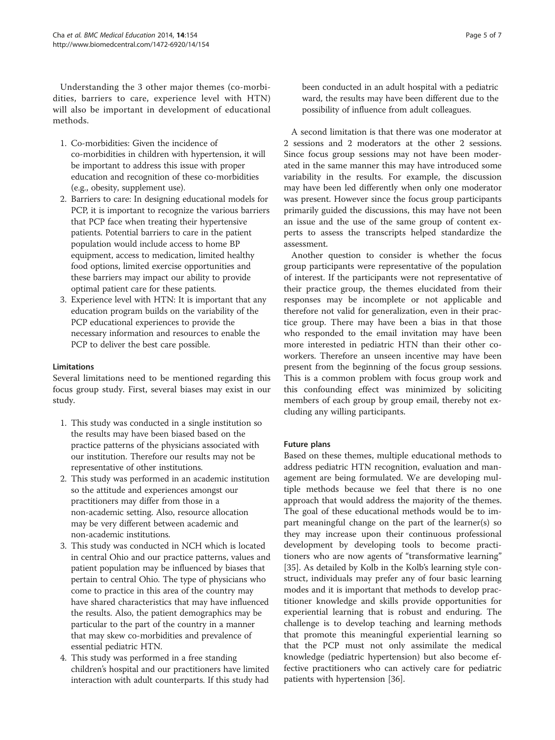Understanding the 3 other major themes (co-morbidities, barriers to care, experience level with HTN) will also be important in development of educational methods.

1. Co-morbidities: Given the incidence of co-morbidities in children with hypertension, it will be important to address this issue with proper education and recognition of these co-morbidities (e.g., obesity, supplement use).
2. Barriers to care: In designing educational models for PCP, it is important to recognize the various barriers that PCP face when treating their hypertensive patients. Potential barriers to care in the patient population would include access to home BP equipment, access to medication, limited healthy food options, limited exercise opportunities and these barriers may impact our ability to provide optimal patient care for these patients.
3. Experience level with HTN: It is important that any education program builds on the variability of the PCP educational experiences to provide the necessary information and resources to enable the PCP to deliver the best care possible.

### Limitations

Several limitations need to be mentioned regarding this focus group study. First, several biases may exist in our study.

1. This study was conducted in a single institution so the results may have been biased based on the practice patterns of the physicians associated with our institution. Therefore our results may not be representative of other institutions.
2. This study was performed in an academic institution so the attitude and experiences amongst our practitioners may differ from those in a non-academic setting. Also, resource allocation may be very different between academic and non-academic institutions.
3. This study was conducted in NCH which is located in central Ohio and our practice patterns, values and patient population may be influenced by biases that pertain to central Ohio. The type of physicians who come to practice in this area of the country may have shared characteristics that may have influenced the results. Also, the patient demographics may be particular to the part of the country in a manner that may skew co-morbidities and prevalence of essential pediatric HTN.
4. This study was performed in a free standing children's hospital and our practitioners have limited interaction with adult counterparts. If this study had been conducted in an adult hospital with a pediatric ward, the results may have been different due to the possibility of influence from adult colleagues.

A second limitation is that there was one moderator at 2 sessions and 2 moderators at the other 2 sessions. Since focus group sessions may not have been moderated in the same manner this may have introduced some variability in the results. For example, the discussion may have been led differently when only one moderator was present. However since the focus group participants primarily guided the discussions, this may have not been an issue and the use of the same group of content experts to assess the transcripts helped standardize the assessment.

Another question to consider is whether the focus group participants were representative of the population of interest. If the participants were not representative of their practice group, the themes elucidated from their responses may be incomplete or not applicable and therefore not valid for generalization, even in their practice group. There may have been a bias in that those who responded to the email invitation may have been more interested in pediatric HTN than their other co-workers. Therefore an unseen incentive may have been present from the beginning of the focus group sessions. This is a common problem with focus group work and this confounding effect was minimized by soliciting members of each group by group email, thereby not excluding any willing participants.

### Future plans

Based on these themes, multiple educational methods to address pediatric HTN recognition, evaluation and management are being formulated. We are developing multiple methods because we feel that there is no one approach that would address the majority of the themes. The goal of these educational methods would be to impart meaningful change on the part of the learner(s) so they may increase upon their continuous professional development by developing tools to become practitioners who are now agents of "transformative learning" [35]. As detailed by Kolb in the Kolb's learning style construct, individuals may prefer any of four basic learning modes and it is important that methods to develop practitioner knowledge and skills provide opportunities for experiential learning that is robust and enduring. The challenge is to develop teaching and learning methods that promote this meaningful experiential learning so that the PCP must not only assimilate the medical knowledge (pediatric hypertension) but also become effective practitioners who can actively care for pediatric patients with hypertension [36].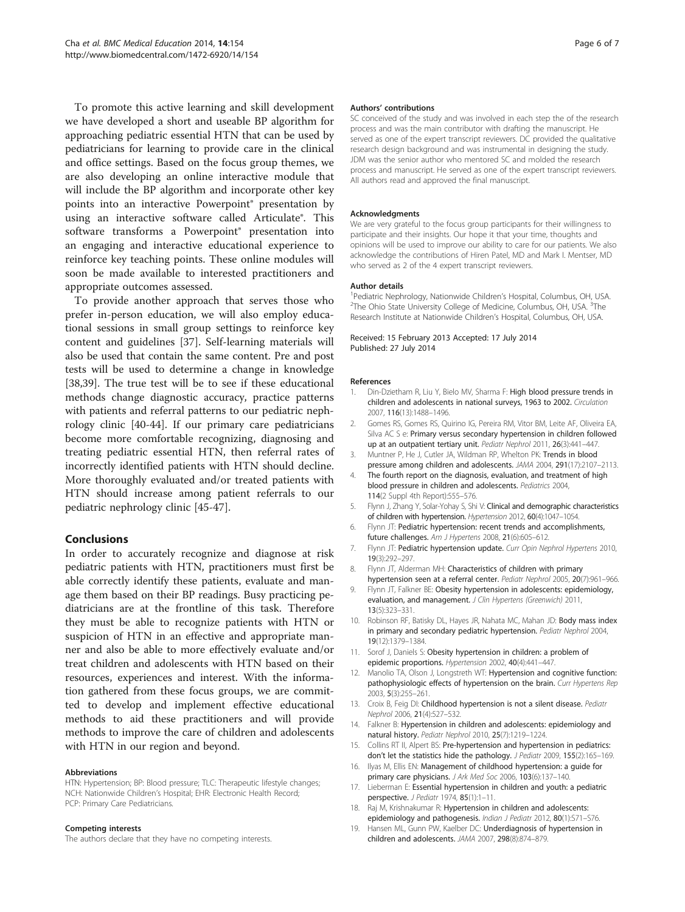To promote this active learning and skill development we have developed a short and useable BP algorithm for approaching pediatric essential HTN that can be used by pediatricians for learning to provide care in the clinical and office settings. Based on the focus group themes, we are also developing an online interactive module that will include the BP algorithm and incorporate other key points into an interactive Powerpoint® presentation by using an interactive software called Articulate®. This software transforms a Powerpoint® presentation into an engaging and interactive educational experience to reinforce key teaching points. These online modules will soon be made available to interested practitioners and appropriate outcomes assessed.

To provide another approach that serves those who prefer in-person education, we will also employ educational sessions in small group settings to reinforce key content and guidelines [37]. Self-learning materials will also be used that contain the same content. Pre and post tests will be used to determine a change in knowledge [38,39]. The true test will be to see if these educational methods change diagnostic accuracy, practice patterns with patients and referral patterns to our pediatric nephrology clinic [40-44]. If our primary care pediatricians become more comfortable recognizing, diagnosing and treating pediatric essential HTN, then referral rates of incorrectly identified patients with HTN should decline. More thoroughly evaluated and/or treated patients with HTN should increase among patient referrals to our pediatric nephrology clinic [45-47].

## Conclusions

In order to accurately recognize and diagnose at risk pediatric patients with HTN, practitioners must first be able correctly identify these patients, evaluate and manage them based on their BP readings. Busy practicing pediatricians are at the frontline of this task. Therefore they must be able to recognize patients with HTN or suspicion of HTN in an effective and appropriate manner and also be able to more effectively evaluate and/or treat children and adolescents with HTN based on their resources, experiences and interest. With the information gathered from these focus groups, we are committed to develop and implement effective educational methods to aid these practitioners and will provide methods to improve the care of children and adolescents with HTN in our region and beyond.

#### Abbreviations

HTN: Hypertension; BP: Blood pressure; TLC: Therapeutic lifestyle changes; NCH: Nationwide Children's Hospital; EHR: Electronic Health Record; PCP: Primary Care Pediatricians.

#### Competing interests

The authors declare that they have no competing interests.

#### Authors' contributions

SC conceived of the study and was involved in each step the of the research process and was the main contributor with drafting the manuscript. He served as one of the expert transcript reviewers. DC provided the qualitative research design background and was instrumental in designing the study. JDM was the senior author who mentored SC and molded the research process and manuscript. He served as one of the expert transcript reviewers. All authors read and approved the final manuscript.

#### Acknowledgments

We are very grateful to the focus group participants for their willingness to participate and their insights. Our hope it that your time, thoughts and opinions will be used to improve our ability to care for our patients. We also acknowledge the contributions of Hiren Patel, MD and Mark I. Mentser, MD who served as 2 of the 4 expert transcript reviewers.

#### Author details

[1]Pediatric Nephrology, Nationwide Children's Hospital, Columbus, OH, USA. [2]The Ohio State University College of Medicine, Columbus, OH, USA. [3]The Research Institute at Nationwide Children's Hospital, Columbus, OH, USA.

Received: 15 February 2013 Accepted: 17 July 2014
Published: 27 July 2014

#### References

1. Din-Dzietham R, Liu Y, Bielo MV, Sharma F: **High blood pressure trends in children and adolescents in national surveys, 1963 to 2002.** *Circulation* 2007, **116**(13):1488–1496.
2. Gomes RS, Gomes RS, Quirino IG, Pereira RM, Vitor BM, Leite AF, Oliveira EA, Silva AC S e: **Primary versus secondary hypertension in children followed up at an outpatient tertiary unit.** *Pediatr Nephrol* 2011, **26**(3):441–447.
3. Muntner P, He J, Cutler JA, Wildman RP, Whelton PK: **Trends in blood pressure among children and adolescents.** *JAMA* 2004, **291**(17):2107–2113.
4. **The fourth report on the diagnosis, evaluation, and treatment of high blood pressure in children and adolescents.** *Pediatrics* 2004, **114**(2 Suppl 4th Report):555–576.
5. Flynn J, Zhang Y, Solar-Yohay S, Shi V: **Clinical and demographic characteristics of children with hypertension.** *Hypertension* 2012, **60**(4):1047–1054.
6. Flynn JT: **Pediatric hypertension: recent trends and accomplishments, future challenges.** *Am J Hypertens* 2008, **21**(6):605–612.
7. Flynn JT: **Pediatric hypertension update.** *Curr Opin Nephrol Hypertens* 2010, **19**(3):292–297.
8. Flynn JT, Alderman MH: **Characteristics of children with primary hypertension seen at a referral center.** *Pediatr Nephrol* 2005, **20**(7):961–966.
9. Flynn JT, Falkner BE: **Obesity hypertension in adolescents: epidemiology, evaluation, and management.** *J Clin Hypertens (Greenwich)* 2011, **13**(5):323–331.
10. Robinson RF, Batisky DL, Hayes JR, Nahata MC, Mahan JD: **Body mass index in primary and secondary pediatric hypertension.** *Pediatr Nephrol* 2004, **19**(12):1379–1384.
11. Sorof J, Daniels S: **Obesity hypertension in children: a problem of epidemic proportions.** *Hypertension* 2002, **40**(4):441–447.
12. Manolio TA, Olson J, Longstreth WT: **Hypertension and cognitive function: pathophysiologic effects of hypertension on the brain.** *Curr Hypertens Rep* 2003, **5**(3):255–261.
13. Croix B, Feig DI: **Childhood hypertension is not a silent disease.** *Pediatr Nephrol* 2006, **21**(4):527–532.
14. Falkner B: **Hypertension in children and adolescents: epidemiology and natural history.** *Pediatr Nephrol* 2010, **25**(7):1219–1224.
15. Collins RT II, Alpert BS: **Pre-hypertension and hypertension in pediatrics: don't let the statistics hide the pathology.** *J Pediatr* 2009, **155**(2):165–169.
16. Ilyas M, Ellis EN: **Management of childhood hypertension: a guide for primary care physicians.** *J Ark Med Soc* 2006, **103**(6):137–140.
17. Lieberman E: **Essential hypertension in children and youth: a pediatric perspective.** *J Pediatr* 1974, **85**(1):1–11.
18. Raj M, Krishnakumar R: **Hypertension in children and adolescents: epidemiology and pathogenesis.** *Indian J Pediatr* 2012, **80**(1):S71–S76.
19. Hansen ML, Gunn PW, Kaelber DC: **Underdiagnosis of hypertension in children and adolescents.** *JAMA* 2007, **298**(8):874–879.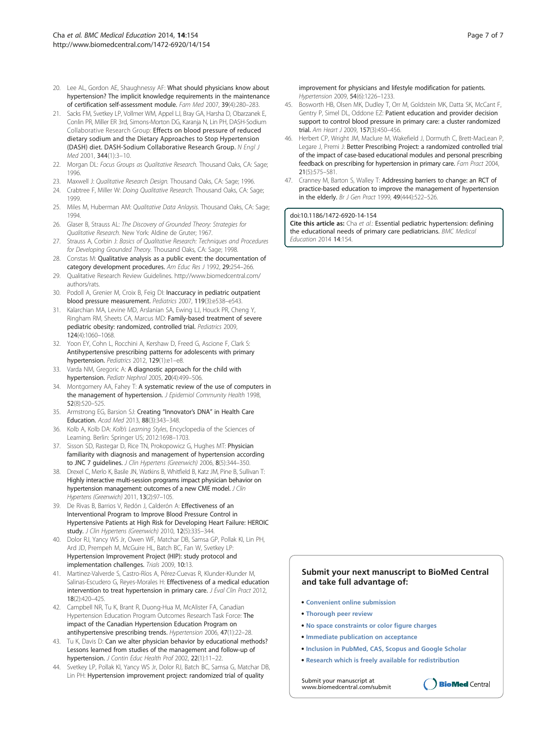20. Lee AL, Gordon AE, Shaughnessy AF: What should physicians know about hypertension? The implicit knowledge requirements in the maintenance of certification self-assessment module. *Fam Med* 2007, **39**(4):280–283.
21. Sacks FM, Svetkey LP, Vollmer WM, Appel LJ, Bray GA, Harsha D, Obarzanek E, Conlin PR, Miller ER 3rd, Simons-Morton DG, Karanja N, Lin PH, DASH-Sodium Collaborative Research Group: Effects on blood pressure of reduced dietary sodium and the Dietary Approaches to Stop Hypertension (DASH) diet. DASH-Sodium Collaborative Research Group. *N Engl J Med* 2001, **344**(1):3–10.
22. Morgan DL: *Focus Groups as Qualitative Research.* Thousand Oaks, CA: Sage; 1996.
23. Maxwell J: *Qualitative Research Design.* Thousand Oaks, CA: Sage; 1996.
24. Crabtree F, Miller W: *Doing Qualitative Research.* Thousand Oaks, CA: Sage; 1999.
25. Miles M, Huberman AM: *Qualitative Data Anlaysis.* Thousand Oaks, CA: Sage; 1994.
26. Glaser B, Strauss AL: *The Discovery of Grounded Theory: Strategies for Qualitative Research.* New York: Aldine de Gruter; 1967.
27. Strauss A, Corbin J: *Basics of Qualitative Research: Techniques and Procedures for Developing Grounded Theory.* Thousand Oaks, CA: Sage; 1998.
28. Constas M: Qualitative analysis as a public event: the documentation of category development procedures. *Am Educ Res J* 1992, **29**:254–266.
29. Qualitative Research Review Guidelines. http://www.biomedcentral.com/authors/rats.
30. Podoll A, Grenier M, Croix B, Feig DI: Inaccuracy in pediatric outpatient blood pressure measurement. *Pediatrics* 2007, **119**(3):e538–e543.
31. Kalarchian MA, Levine MD, Arslanian SA, Ewing LJ, Houck PR, Cheng Y, Ringham RM, Sheets CA, Marcus MD: Family-based treatment of severe pediatric obesity: randomized, controlled trial. *Pediatrics* 2009, **124**(4):1060–1068.
32. Yoon EY, Cohn L, Rocchini A, Kershaw D, Freed G, Ascione F, Clark S: Antihypertensive prescribing patterns for adolescents with primary hypertension. *Pediatrics* 2012, **129**(1):e1–e8.
33. Varda NM, Gregoric A: A diagnostic approach for the child with hypertension. *Pediatr Nephrol* 2005, **20**(4):499–506.
34. Montgomery AA, Fahey T: A systematic review of the use of computers in the management of hypertension. *J Epidemiol Community Health* 1998, **52**(8):520–525.
35. Armstrong EG, Barsion SJ: Creating "Innovator's DNA" in Health Care Education. *Acad Med* 2013, **88**(3):343–348.
36. Kolb A, Kolb DA: *Kolb's Learning Styles*, Encyclopedia of the Sciences of Learning. Berlin: Springer US; 2012:1698–1703.
37. Sisson SD, Rastegar D, Rice TN, Prokopowicz G, Hughes MT: Physician familiarity with diagnosis and management of hypertension according to JNC 7 guidelines. *J Clin Hypertens (Greenwich)* 2006, **8**(5):344–350.
38. Drexel C, Merlo K, Basile JN, Watkins B, Whitfield B, Katz JM, Pine B, Sullivan T: Highly interactive multi-session programs impact physician behavior on hypertension management: outcomes of a new CME model. *J Clin Hypertens (Greenwich)* 2011, **13**(2):97–105.
39. De Rivas B, Barrios V, Redón J, Calderón A: Effectiveness of an Interventional Program to Improve Blood Pressure Control in Hypertensive Patients at High Risk for Developing Heart Failure: HEROIC study. *J Clin Hypertens (Greenwich)* 2010, **12**(5):335–344.
40. Dolor RJ, Yancy WS Jr, Owen WF, Matchar DB, Samsa GP, Pollak KI, Lin PH, Ard JD, Prempeh M, McGuire HL, Batch BC, Fan W, Svetkey LP: Hypertension Improvement Project (HIP): study protocol and implementation challenges. *Trials* 2009, **10**:13.
41. Martinez-Valverde S, Castro-Ríos A, Pérez-Cuevas R, Klunder-Klunder M, Salinas-Escudero G, Reyes-Morales H: Effectiveness of a medical education intervention to treat hypertension in primary care. *J Eval Clin Pract* 2012, **18**(2):420–425.
42. Campbell NR, Tu K, Brant R, Duong-Hua M, McAlister FA, Canadian Hypertension Education Program Outcomes Research Task Force: The impact of the Canadian Hypertension Education Program on antihypertensive prescribing trends. *Hypertension* 2006, **47**(1):22–28.
43. Tu K, Davis D: Can we alter physician behavior by educational methods? Lessons learned from studies of the management and follow-up of hypertension. *J Contin Educ Health Prof* 2002, **22**(1):11–22.
44. Svetkey LP, Pollak KI, Yancy WS Jr, Dolor RJ, Batch BC, Samsa G, Matchar DB, Lin PH: Hypertension improvement project: randomized trial of quality improvement for physicians and lifestyle modification for patients. *Hypertension* 2009, **54**(6):1226–1233.
45. Bosworth HB, Olsen MK, Dudley T, Orr M, Goldstein MK, Datta SK, McCant F, Gentry P, Simel DL, Oddone EZ: Patient education and provider decision support to control blood pressure in primary care: a cluster randomized trial. *Am Heart J* 2009, **157**(3):450–456.
46. Herbert CP, Wright JM, Maclure M, Wakefield J, Dormuth C, Brett-MacLean P, Legare J, Premi J: Better Prescribing Project: a randomized controlled trial of the impact of case-based educational modules and personal prescribing feedback on prescribing for hypertension in primary care. *Fam Pract* 2004, **21**(5):575–581.
47. Cranney M, Barton S, Walley T: Addressing barriers to change: an RCT of practice-based education to improve the management of hypertension in the elderly. *Br J Gen Pract* 1999, **49**(444):522–526.

doi:10.1186/1472-6920-14-154

**Cite this article as:** Cha *et al.*: Essential pediatric hypertension: defining the educational needs of primary care pediatricians. *BMC Medical Education* 2014 **14**:154.

**Submit your next manuscript to BioMed Central and take full advantage of:**

- **Convenient online submission**
- **Thorough peer review**
- **No space constraints or color figure charges**
- **Immediate publication on acceptance**
- **Inclusion in PubMed, CAS, Scopus and Google Scholar**
- **Research which is freely available for redistribution**

Submit your manuscript at www.biomedcentral.com/submit

BioMed Central